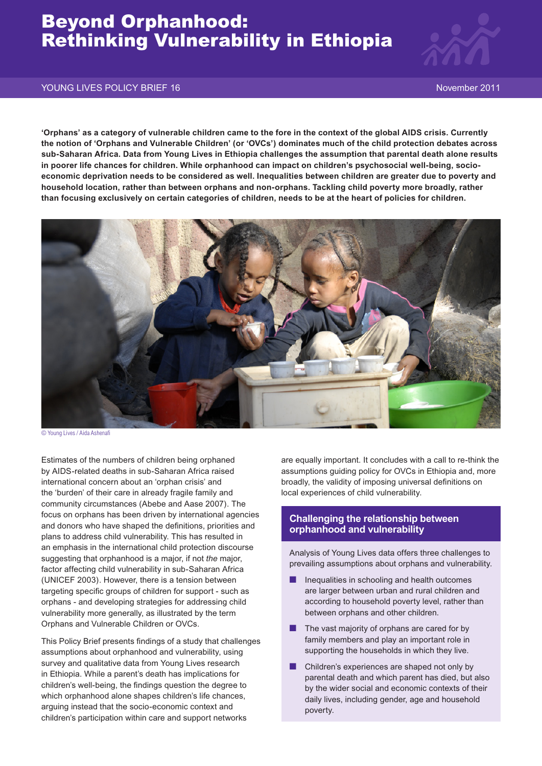# Beyond Orphanhood: Rethinking Vulnerability in Ethiopia

YOUNG LIVES POLICY BRIEF 16 — November 2011

**'Orphans' as a category of vulnerable children came to the fore in the context of the global AIDS crisis. Currently the notion of 'Orphans and Vulnerable Children' (or 'OVCs') dominates much of the child protection debates across sub-Saharan Africa. Data from Young Lives in Ethiopia challenges the assumption that parental death alone results in poorer life chances for children. While orphanhood can impact on children's psychosocial well-being, socio-economic deprivation needs to be considered as well. Inequalities between children are greater due to poverty and household location, rather than between orphans and non-orphans. Tackling child poverty more broadly, rather than focusing exclusively on certain categories of children, needs to be at the heart of policies for children.**

© Young Lives / Aida Ashenafi

Estimates of the numbers of children being orphaned by AIDS-related deaths in sub-Saharan Africa raised international concern about an 'orphan crisis' and the 'burden' of their care in already fragile family and community circumstances (Abebe and Aase 2007). The focus on orphans has been driven by international agencies and donors who have shaped the definitions, priorities and plans to address child vulnerability. This has resulted in an emphasis in the international child protection discourse suggesting that orphanhood is a major, if not *the* major, factor affecting child vulnerability in sub-Saharan Africa (UNICEF 2003). However, there is a tension between targeting specific groups of children for support - such as orphans - and developing strategies for addressing child vulnerability more generally, as illustrated by the term Orphans and Vulnerable Children or OVCs.

This Policy Brief presents findings of a study that challenges assumptions about orphanhood and vulnerability, using survey and qualitative data from Young Lives research in Ethiopia. While a parent's death has implications for children's well-being, the findings question the degree to which orphanhood alone shapes children's life chances, arguing instead that the socio-economic context and children's participation within care and support networks are equally important. It concludes with a call to re-think the assumptions guiding policy for OVCs in Ethiopia and, more broadly, the validity of imposing universal definitions on local experiences of child vulnerability.

## Challenging the relationship between orphanhood and vulnerability

Analysis of Young Lives data offers three challenges to prevailing assumptions about orphans and vulnerability.

- Inequalities in schooling and health outcomes are larger between urban and rural children and according to household poverty level, rather than between orphans and other children.
- The vast majority of orphans are cared for by family members and play an important role in supporting the households in which they live.
- Children's experiences are shaped not only by parental death and which parent has died, but also by the wider social and economic contexts of their daily lives, including gender, age and household poverty.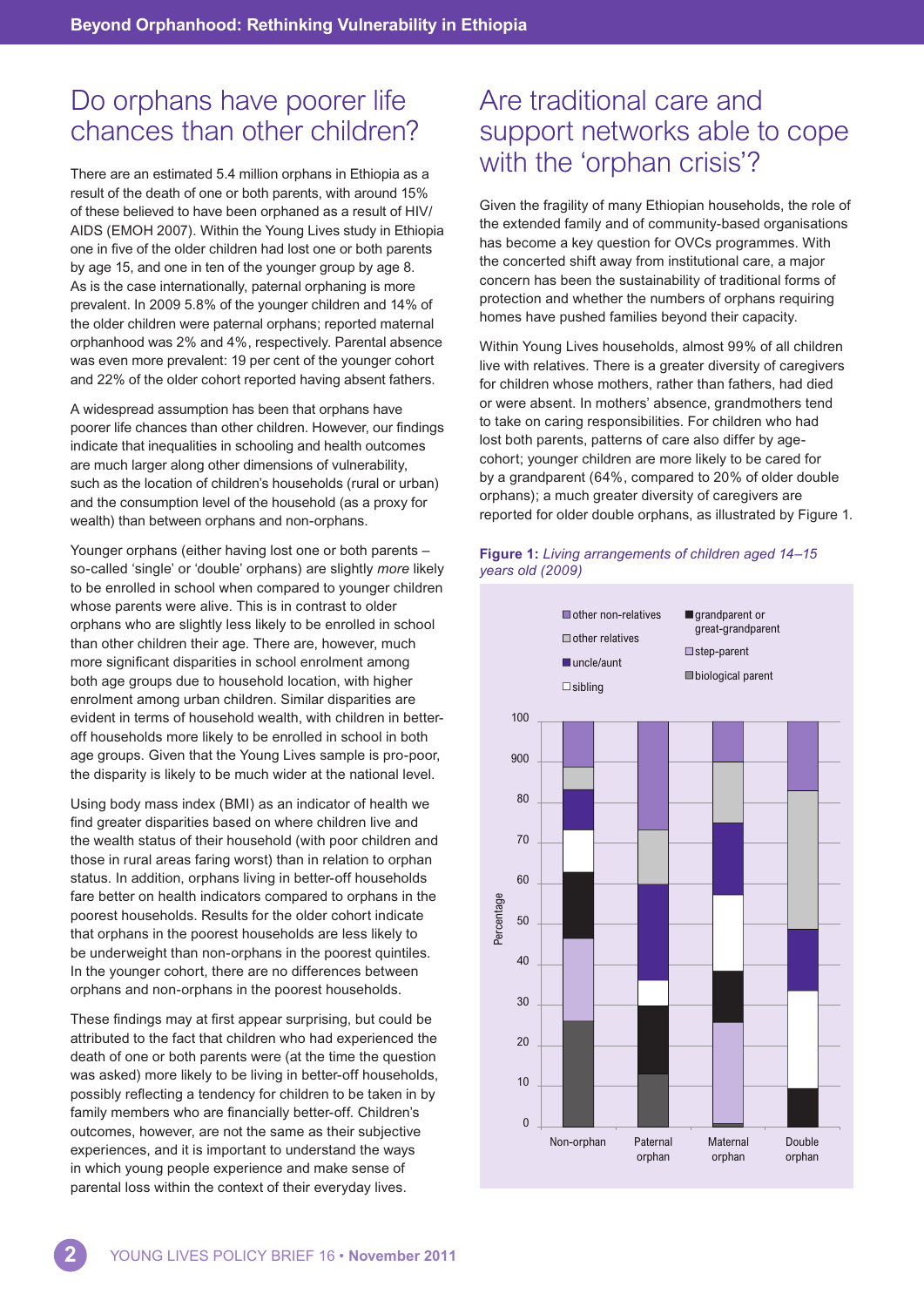# Do orphans have poorer life chances than other children?

There are an estimated 5.4 million orphans in Ethiopia as a result of the death of one or both parents, with around 15% of these believed to have been orphaned as a result of HIV/AIDS (EMOH 2007). Within the Young Lives study in Ethiopia one in five of the older children had lost one or both parents by age 15, and one in ten of the younger group by age 8. As is the case internationally, paternal orphaning is more prevalent. In 2009 5.8% of the younger children and 14% of the older children were paternal orphans; reported maternal orphanhood was 2% and 4%, respectively. Parental absence was even more prevalent: 19 per cent of the younger cohort and 22% of the older cohort reported having absent fathers.

A widespread assumption has been that orphans have poorer life chances than other children. However, our findings indicate that inequalities in schooling and health outcomes are much larger along other dimensions of vulnerability, such as the location of children's households (rural or urban) and the consumption level of the household (as a proxy for wealth) than between orphans and non-orphans.

Younger orphans (either having lost one or both parents – so-called 'single' or 'double' orphans) are slightly *more* likely to be enrolled in school when compared to younger children whose parents were alive. This is in contrast to older orphans who are slightly less likely to be enrolled in school than other children their age. There are, however, much more significant disparities in school enrolment among both age groups due to household location, with higher enrolment among urban children. Similar disparities are evident in terms of household wealth, with children in better-off households more likely to be enrolled in school in both age groups. Given that the Young Lives sample is pro-poor, the disparity is likely to be much wider at the national level.

Using body mass index (BMI) as an indicator of health we find greater disparities based on where children live and the wealth status of their household (with poor children and those in rural areas faring worst) than in relation to orphan status. In addition, orphans living in better-off households fare better on health indicators compared to orphans in the poorest households. Results for the older cohort indicate that orphans in the poorest households are less likely to be underweight than non-orphans in the poorest quintiles. In the younger cohort, there are no differences between orphans and non-orphans in the poorest households.

These findings may at first appear surprising, but could be attributed to the fact that children who had experienced the death of one or both parents were (at the time the question was asked) more likely to be living in better-off households, possibly reflecting a tendency for children to be taken in by family members who are financially better-off. Children's outcomes, however, are not the same as their subjective experiences, and it is important to understand the ways in which young people experience and make sense of parental loss within the context of their everyday lives.

# Are traditional care and support networks able to cope with the 'orphan crisis'?

Given the fragility of many Ethiopian households, the role of the extended family and of community-based organisations has become a key question for OVCs programmes. With the concerted shift away from institutional care, a major concern has been the sustainability of traditional forms of protection and whether the numbers of orphans requiring homes have pushed families beyond their capacity.

Within Young Lives households, almost 99% of all children live with relatives. There is a greater diversity of caregivers for children whose mothers, rather than fathers, had died or were absent. In mothers' absence, grandmothers tend to take on caring responsibilities. For children who had lost both parents, patterns of care also differ by age-cohort; younger children are more likely to be cared for by a grandparent (64%, compared to 20% of older double orphans); a much greater diversity of caregivers are reported for older double orphans, as illustrated by Figure 1.

**Figure 1:** *Living arrangements of children aged 14–15 years old (2009)*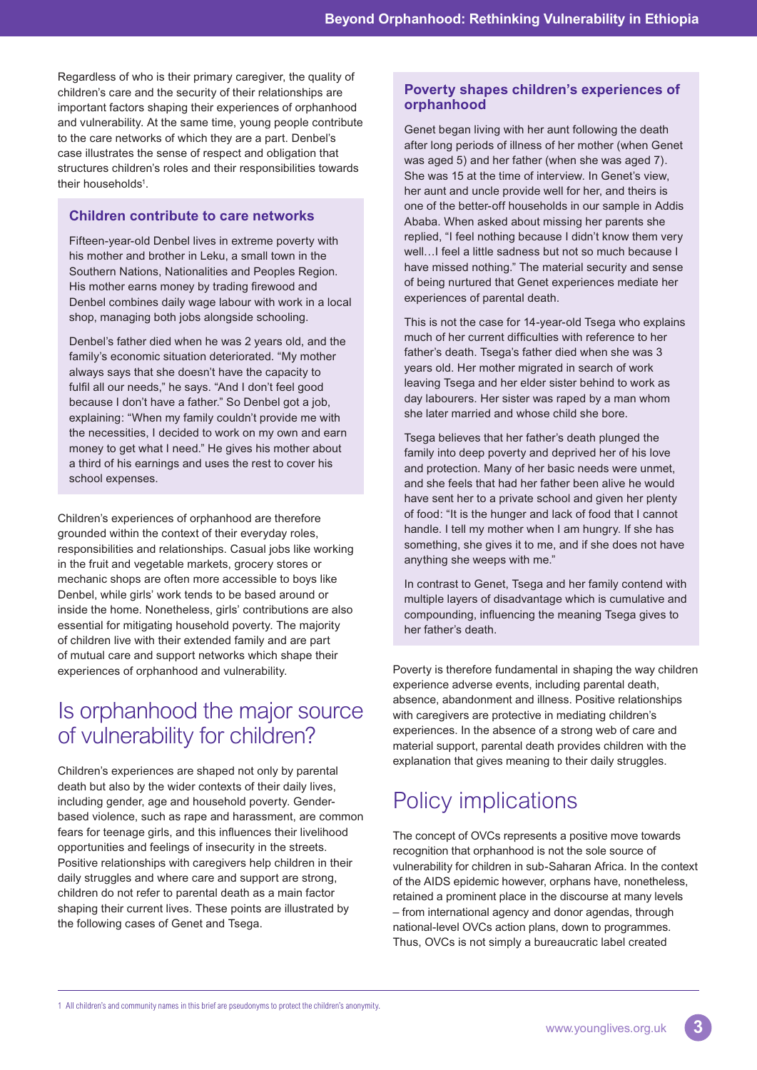Regardless of who is their primary caregiver, the quality of children's care and the security of their relationships are important factors shaping their experiences of orphanhood and vulnerability. At the same time, young people contribute to the care networks of which they are a part. Denbel's case illustrates the sense of respect and obligation that structures children's roles and their responsibilities towards their households[1].

### Children contribute to care networks

Fifteen-year-old Denbel lives in extreme poverty with his mother and brother in Leku, a small town in the Southern Nations, Nationalities and Peoples Region. His mother earns money by trading firewood and Denbel combines daily wage labour with work in a local shop, managing both jobs alongside schooling.

Denbel's father died when he was 2 years old, and the family's economic situation deteriorated. "My mother always says that she doesn't have the capacity to fulfil all our needs," he says. "And I don't feel good because I don't have a father." So Denbel got a job, explaining: "When my family couldn't provide me with the necessities, I decided to work on my own and earn money to get what I need." He gives his mother about a third of his earnings and uses the rest to cover his school expenses.

Children's experiences of orphanhood are therefore grounded within the context of their everyday roles, responsibilities and relationships. Casual jobs like working in the fruit and vegetable markets, grocery stores or mechanic shops are often more accessible to boys like Denbel, while girls' work tends to be based around or inside the home. Nonetheless, girls' contributions are also essential for mitigating household poverty. The majority of children live with their extended family and are part of mutual care and support networks which shape their experiences of orphanhood and vulnerability.

## Is orphanhood the major source of vulnerability for children?

Children's experiences are shaped not only by parental death but also by the wider contexts of their daily lives, including gender, age and household poverty. Gender-based violence, such as rape and harassment, are common fears for teenage girls, and this influences their livelihood opportunities and feelings of insecurity in the streets. Positive relationships with caregivers help children in their daily struggles and where care and support are strong, children do not refer to parental death as a main factor shaping their current lives. These points are illustrated by the following cases of Genet and Tsega.

### Poverty shapes children's experiences of orphanhood

Genet began living with her aunt following the death after long periods of illness of her mother (when Genet was aged 5) and her father (when she was aged 7). She was 15 at the time of interview. In Genet's view, her aunt and uncle provide well for her, and theirs is one of the better-off households in our sample in Addis Ababa. When asked about missing her parents she replied, "I feel nothing because I didn't know them very well…I feel a little sadness but not so much because I have missed nothing." The material security and sense of being nurtured that Genet experiences mediate her experiences of parental death.

This is not the case for 14-year-old Tsega who explains much of her current difficulties with reference to her father's death. Tsega's father died when she was 3 years old. Her mother migrated in search of work leaving Tsega and her elder sister behind to work as day labourers. Her sister was raped by a man whom she later married and whose child she bore.

Tsega believes that her father's death plunged the family into deep poverty and deprived her of his love and protection. Many of her basic needs were unmet, and she feels that had her father been alive he would have sent her to a private school and given her plenty of food: "It is the hunger and lack of food that I cannot handle. I tell my mother when I am hungry. If she has something, she gives it to me, and if she does not have anything she weeps with me."

In contrast to Genet, Tsega and her family contend with multiple layers of disadvantage which is cumulative and compounding, influencing the meaning Tsega gives to her father's death.

Poverty is therefore fundamental in shaping the way children experience adverse events, including parental death, absence, abandonment and illness. Positive relationships with caregivers are protective in mediating children's experiences. In the absence of a strong web of care and material support, parental death provides children with the explanation that gives meaning to their daily struggles.

## Policy implications

The concept of OVCs represents a positive move towards recognition that orphanhood is not the sole source of vulnerability for children in sub-Saharan Africa. In the context of the AIDS epidemic however, orphans have, nonetheless, retained a prominent place in the discourse at many levels – from international agency and donor agendas, through national-level OVCs action plans, down to programmes. Thus, OVCs is not simply a bureaucratic label created

1 All children's and community names in this brief are pseudonyms to protect the children's anonymity.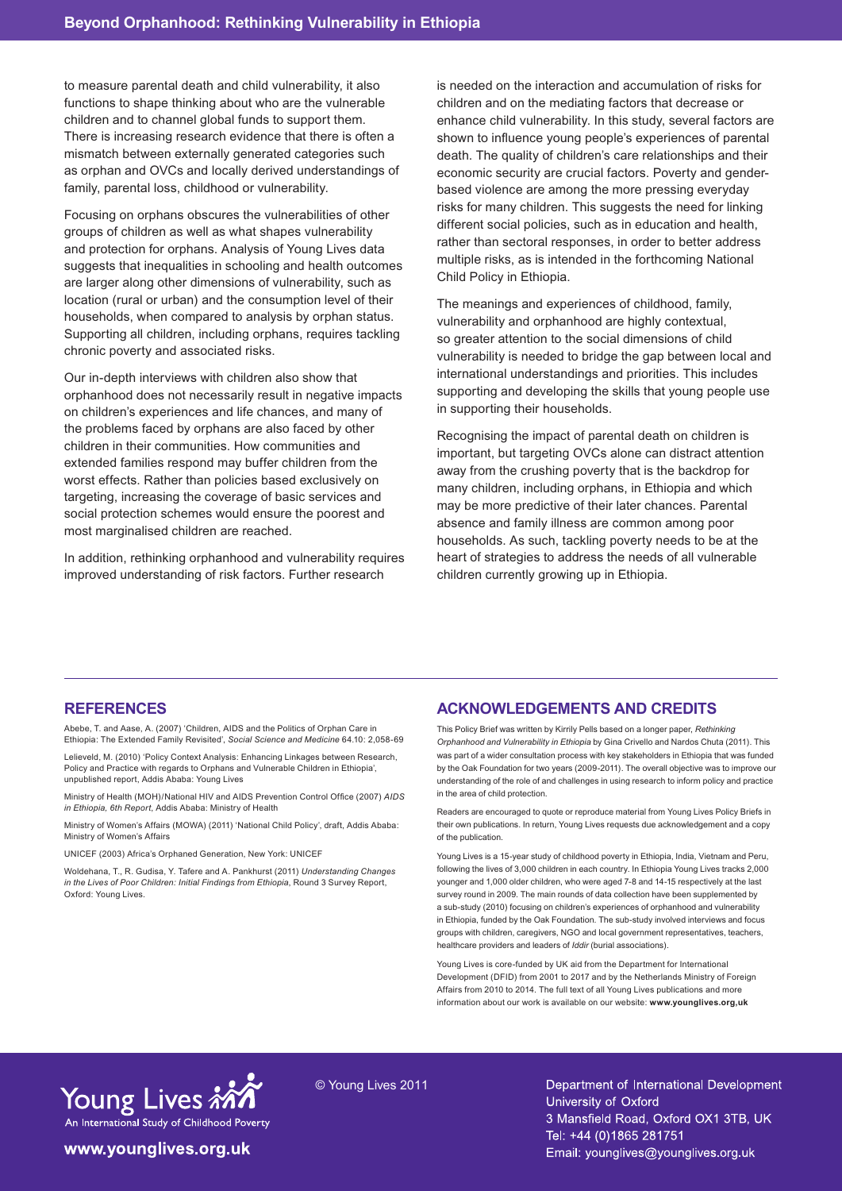to measure parental death and child vulnerability, it also functions to shape thinking about who are the vulnerable children and to channel global funds to support them. There is increasing research evidence that there is often a mismatch between externally generated categories such as orphan and OVCs and locally derived understandings of family, parental loss, childhood or vulnerability.

Focusing on orphans obscures the vulnerabilities of other groups of children as well as what shapes vulnerability and protection for orphans. Analysis of Young Lives data suggests that inequalities in schooling and health outcomes are larger along other dimensions of vulnerability, such as location (rural or urban) and the consumption level of their households, when compared to analysis by orphan status. Supporting all children, including orphans, requires tackling chronic poverty and associated risks.

Our in-depth interviews with children also show that orphanhood does not necessarily result in negative impacts on children's experiences and life chances, and many of the problems faced by orphans are also faced by other children in their communities. How communities and extended families respond may buffer children from the worst effects. Rather than policies based exclusively on targeting, increasing the coverage of basic services and social protection schemes would ensure the poorest and most marginalised children are reached.

In addition, rethinking orphanhood and vulnerability requires improved understanding of risk factors. Further research is needed on the interaction and accumulation of risks for children and on the mediating factors that decrease or enhance child vulnerability. In this study, several factors are shown to influence young people's experiences of parental death. The quality of children's care relationships and their economic security are crucial factors. Poverty and gender-based violence are among the more pressing everyday risks for many children. This suggests the need for linking different social policies, such as in education and health, rather than sectoral responses, in order to better address multiple risks, as is intended in the forthcoming National Child Policy in Ethiopia.

The meanings and experiences of childhood, family, vulnerability and orphanhood are highly contextual, so greater attention to the social dimensions of child vulnerability is needed to bridge the gap between local and international understandings and priorities. This includes supporting and developing the skills that young people use in supporting their households.

Recognising the impact of parental death on children is important, but targeting OVCs alone can distract attention away from the crushing poverty that is the backdrop for many children, including orphans, in Ethiopia and which may be more predictive of their later chances. Parental absence and family illness are common among poor households. As such, tackling poverty needs to be at the heart of strategies to address the needs of all vulnerable children currently growing up in Ethiopia.

## REFERENCES

Abebe, T. and Aase, A. (2007) 'Children, AIDS and the Politics of Orphan Care in Ethiopia: The Extended Family Revisited', *Social Science and Medicine* 64.10: 2,058-69

Lelieveld, M. (2010) 'Policy Context Analysis: Enhancing Linkages between Research, Policy and Practice with regards to Orphans and Vulnerable Children in Ethiopia', unpublished report, Addis Ababa: Young Lives

Ministry of Health (MOH)/National HIV and AIDS Prevention Control Office (2007) *AIDS in Ethiopia, 6th Report*, Addis Ababa: Ministry of Health

Ministry of Women's Affairs (MOWA) (2011) 'National Child Policy', draft, Addis Ababa: Ministry of Women's Affairs

UNICEF (2003) Africa's Orphaned Generation, New York: UNICEF

Woldehana, T., R. Gudisa, Y. Tafere and A. Pankhurst (2011) *Understanding Changes in the Lives of Poor Children: Initial Findings from Ethiopia*, Round 3 Survey Report, Oxford: Young Lives.

## ACKNOWLEDGEMENTS AND CREDITS

This Policy Brief was written by Kirrily Pells based on a longer paper, *Rethinking Orphanhood and Vulnerability in Ethiopia* by Gina Crivello and Nardos Chuta (2011). This was part of a wider consultation process with key stakeholders in Ethiopia that was funded by the Oak Foundation for two years (2009-2011). The overall objective was to improve our understanding of the role of and challenges in using research to inform policy and practice in the area of child protection.

Readers are encouraged to quote or reproduce material from Young Lives Policy Briefs in their own publications. In return, Young Lives requests due acknowledgement and a copy of the publication.

Young Lives is a 15-year study of childhood poverty in Ethiopia, India, Vietnam and Peru, following the lives of 3,000 children in each country. In Ethiopia Young Lives tracks 2,000 younger and 1,000 older children, who were aged 7-8 and 14-15 respectively at the last survey round in 2009. The main rounds of data collection have been supplemented by a sub-study (2010) focusing on children's experiences of orphanhood and vulnerability in Ethiopia, funded by the Oak Foundation. The sub-study involved interviews and focus groups with children, caregivers, NGO and local government representatives, teachers, healthcare providers and leaders of *Iddir* (burial associations).

Young Lives is core-funded by UK aid from the Department for International Development (DFID) from 2001 to 2017 and by the Netherlands Ministry of Foreign Affairs from 2010 to 2014. The full text of all Young Lives publications and more information about our work is available on our website: **www.younglives.org,uk**

Young Lives
An International Study of Childhood Poverty

www.younglives.org.uk

© Young Lives 2011

Department of International Development
University of Oxford
3 Mansfield Road, Oxford OX1 3TB, UK
Tel: +44 (0)1865 281751
Email: younglives@younglives.org.uk